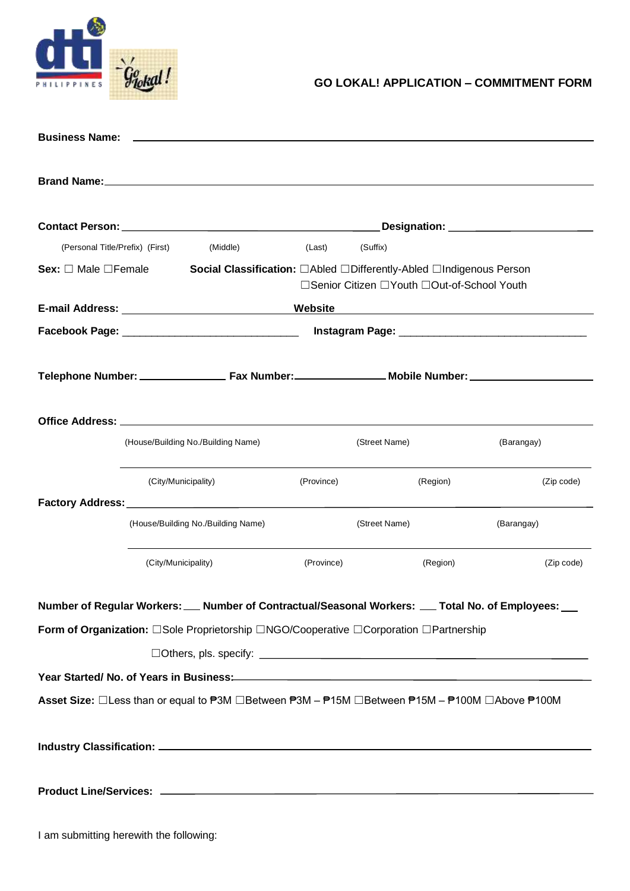# GO LOKAL! APPLICATION – COMMITMENT FORM

**Business Name:** ______________________________________________

**Brand Name:** ______________________________________________

**Contact Person:** ______________________________ **Designation:** ____________________

(Personal Title/Prefix) (First) (Middle) (Last) (Suffix)

**Sex:** ☐ Male ☐Female **Social Classification:** ☐Abled ☐Differently-Abled ☐Indigenous Person ☐Senior Citizen ☐Youth ☐Out-of-School Youth

**E-mail Address:** ____________________ **Website** ____________________

**Facebook Page:** ____________________ **Instagram Page:** ____________________

**Telephone Number:** ______________ **Fax Number:** ______________ **Mobile Number:** ______________

**Office Address:** ______________________________________________

(House/Building No./Building Name) (Street Name) (Barangay)

______________________________________________

(City/Municipality) (Province) (Region) (Zip code)

**Factory Address:** ______________________________________________

(House/Building No./Building Name) (Street Name) (Barangay)

______________________________________________

(City/Municipality) (Province) (Region) (Zip code)

**Number of Regular Workers:** ___ **Number of Contractual/Seasonal Workers:** ___ **Total No. of Employees:** ___

**Form of Organization:** ☐Sole Proprietorship ☐NGO/Cooperative ☐Corporation ☐Partnership

☐Others, pls. specify: ______________________________

**Year Started/ No. of Years in Business:** ______________________________

**Asset Size:** ☐Less than or equal to ₱3M ☐Between ₱3M – ₱15M ☐Between ₱15M – ₱100M ☐Above ₱100M

**Industry Classification:** ______________________________________________

**Product Line/Services:** ______________________________________________

I am submitting herewith the following: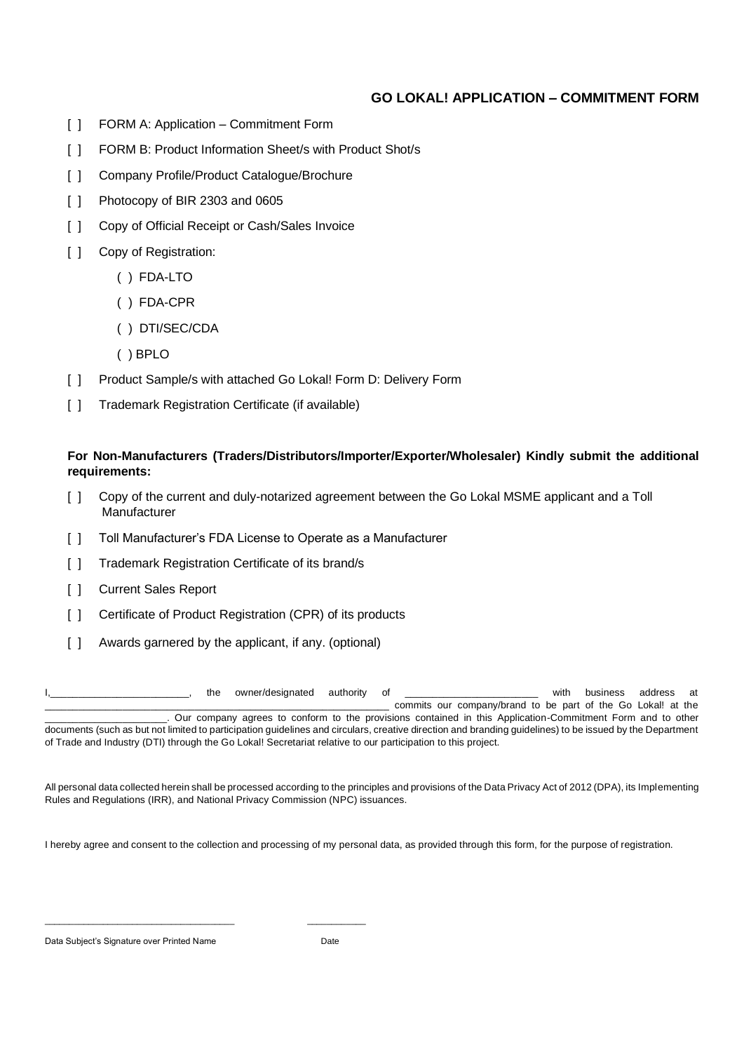## GO LOKAL! APPLICATION – COMMITMENT FORM

- [ ] FORM A: Application – Commitment Form
- [ ] FORM B: Product Information Sheet/s with Product Shot/s
- [ ] Company Profile/Product Catalogue/Brochure
- [ ] Photocopy of BIR 2303 and 0605
- [ ] Copy of Official Receipt or Cash/Sales Invoice
- [ ] Copy of Registration:
    - ( ) FDA-LTO
    - ( ) FDA-CPR
    - ( ) DTI/SEC/CDA
    - ( ) BPLO
- [ ] Product Sample/s with attached Go Lokal! Form D: Delivery Form
- [ ] Trademark Registration Certificate (if available)

**For Non-Manufacturers (Traders/Distributors/Importer/Exporter/Wholesaler) Kindly submit the additional requirements:**

- [ ] Copy of the current and duly-notarized agreement between the Go Lokal MSME applicant and a Toll Manufacturer
- [ ] Toll Manufacturer's FDA License to Operate as a Manufacturer
- [ ] Trademark Registration Certificate of its brand/s
- [ ] Current Sales Report
- [ ] Certificate of Product Registration (CPR) of its products
- [ ] Awards garnered by the applicant, if any. (optional)

I,________________________, the owner/designated authority of ________________________ with business address at ____________________________________________________________ commits our company/brand to be part of the Go Lokal! at the ____________________. Our company agrees to conform to the provisions contained in this Application-Commitment Form and to other documents (such as but not limited to participation guidelines and circulars, creative direction and branding guidelines) to be issued by the Department of Trade and Industry (DTI) through the Go Lokal! Secretariat relative to our participation to this project.

All personal data collected herein shall be processed according to the principles and provisions of the Data Privacy Act of 2012 (DPA), its Implementing Rules and Regulations (IRR), and National Privacy Commission (NPC) issuances.

I hereby agree and consent to the collection and processing of my personal data, as provided through this form, for the purpose of registration.

________________________________ __________

Data Subject's Signature over Printed Name Date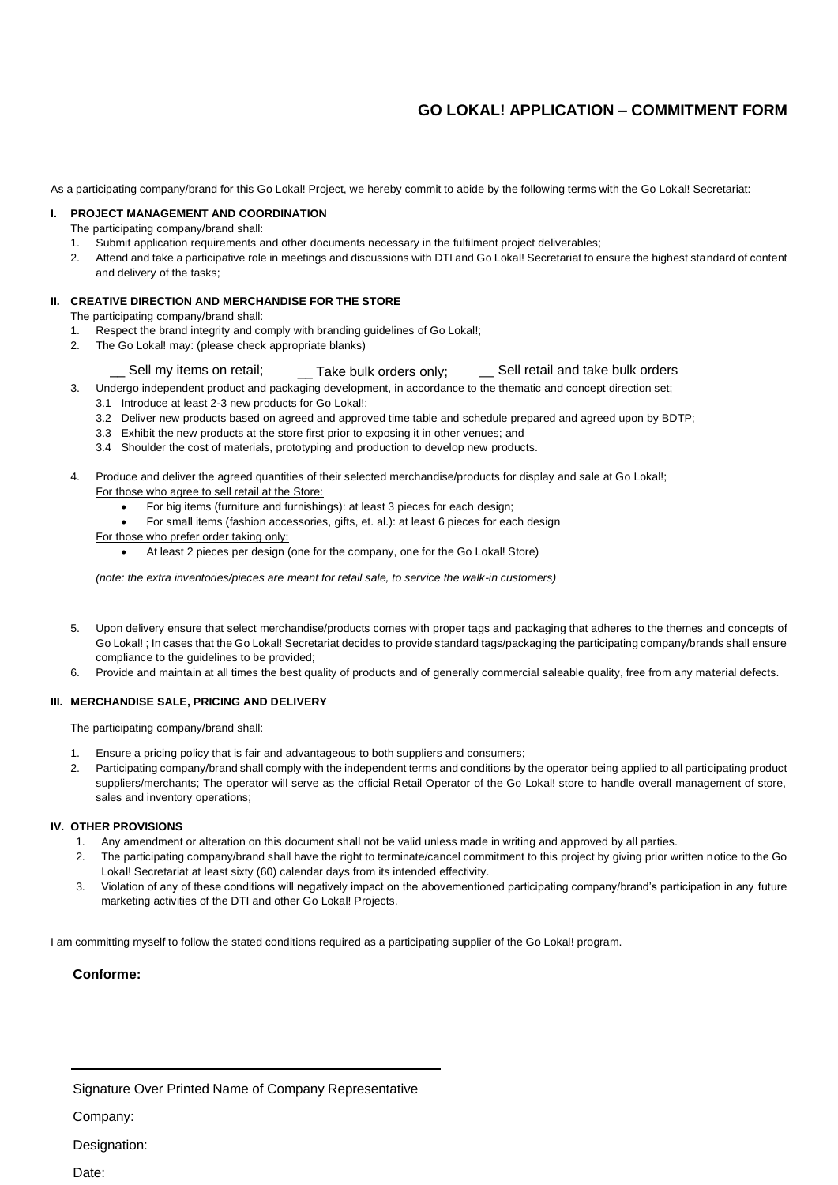# GO LOKAL! APPLICATION – COMMITMENT FORM

As a participating company/brand for this Go Lokal! Project, we hereby commit to abide by the following terms with the Go Lokal! Secretariat:

**I. PROJECT MANAGEMENT AND COORDINATION**

The participating company/brand shall:

1. Submit application requirements and other documents necessary in the fulfilment project deliverables;
2. Attend and take a participative role in meetings and discussions with DTI and Go Lokal! Secretariat to ensure the highest standard of content and delivery of the tasks;

**II. CREATIVE DIRECTION AND MERCHANDISE FOR THE STORE**

The participating company/brand shall:

1. Respect the brand integrity and comply with branding guidelines of Go Lokal!;
2. The Go Lokal! may: (please check appropriate blanks)

   __ Sell my items on retail; __ Take bulk orders only; __ Sell retail and take bulk orders

3. Undergo independent product and packaging development, in accordance to the thematic and concept direction set;
   - 3.1 Introduce at least 2-3 new products for Go Lokal!;
   - 3.2 Deliver new products based on agreed and approved time table and schedule prepared and agreed upon by BDTP;
   - 3.3 Exhibit the new products at the store first prior to exposing it in other venues; and
   - 3.4 Shoulder the cost of materials, prototyping and production to develop new products.
4. Produce and deliver the agreed quantities of their selected merchandise/products for display and sale at Go Lokal!;

   <u>For those who agree to sell retail at the Store:</u>
   - For big items (furniture and furnishings): at least 3 pieces for each design;
   - For small items (fashion accessories, gifts, et. al.): at least 6 pieces for each design

   <u>For those who prefer order taking only:</u>
   - At least 2 pieces per design (one for the company, one for the Go Lokal! Store)

   *(note: the extra inventories/pieces are meant for retail sale, to service the walk-in customers)*

5. Upon delivery ensure that select merchandise/products comes with proper tags and packaging that adheres to the themes and concepts of Go Lokal! ; In cases that the Go Lokal! Secretariat decides to provide standard tags/packaging the participating company/brands shall ensure compliance to the guidelines to be provided;
6. Provide and maintain at all times the best quality of products and of generally commercial saleable quality, free from any material defects.

**III. MERCHANDISE SALE, PRICING AND DELIVERY**

The participating company/brand shall:

1. Ensure a pricing policy that is fair and advantageous to both suppliers and consumers;
2. Participating company/brand shall comply with the independent terms and conditions by the operator being applied to all participating product suppliers/merchants; The operator will serve as the official Retail Operator of the Go Lokal! store to handle overall management of store, sales and inventory operations;

**IV. OTHER PROVISIONS**

1. Any amendment or alteration on this document shall not be valid unless made in writing and approved by all parties.
2. The participating company/brand shall have the right to terminate/cancel commitment to this project by giving prior written notice to the Go Lokal! Secretariat at least sixty (60) calendar days from its intended effectivity.
3. Violation of any of these conditions will negatively impact on the abovementioned participating company/brand's participation in any future marketing activities of the DTI and other Go Lokal! Projects.

I am committing myself to follow the stated conditions required as a participating supplier of the Go Lokal! program.

**Conforme:**

\_\_\_\_\_\_\_\_\_\_\_\_\_\_\_\_\_\_\_\_\_\_\_\_\_\_\_\_\_\_\_\_\_\_\_\_\_\_\_\_

Signature Over Printed Name of Company Representative

Company:

Designation:

Date: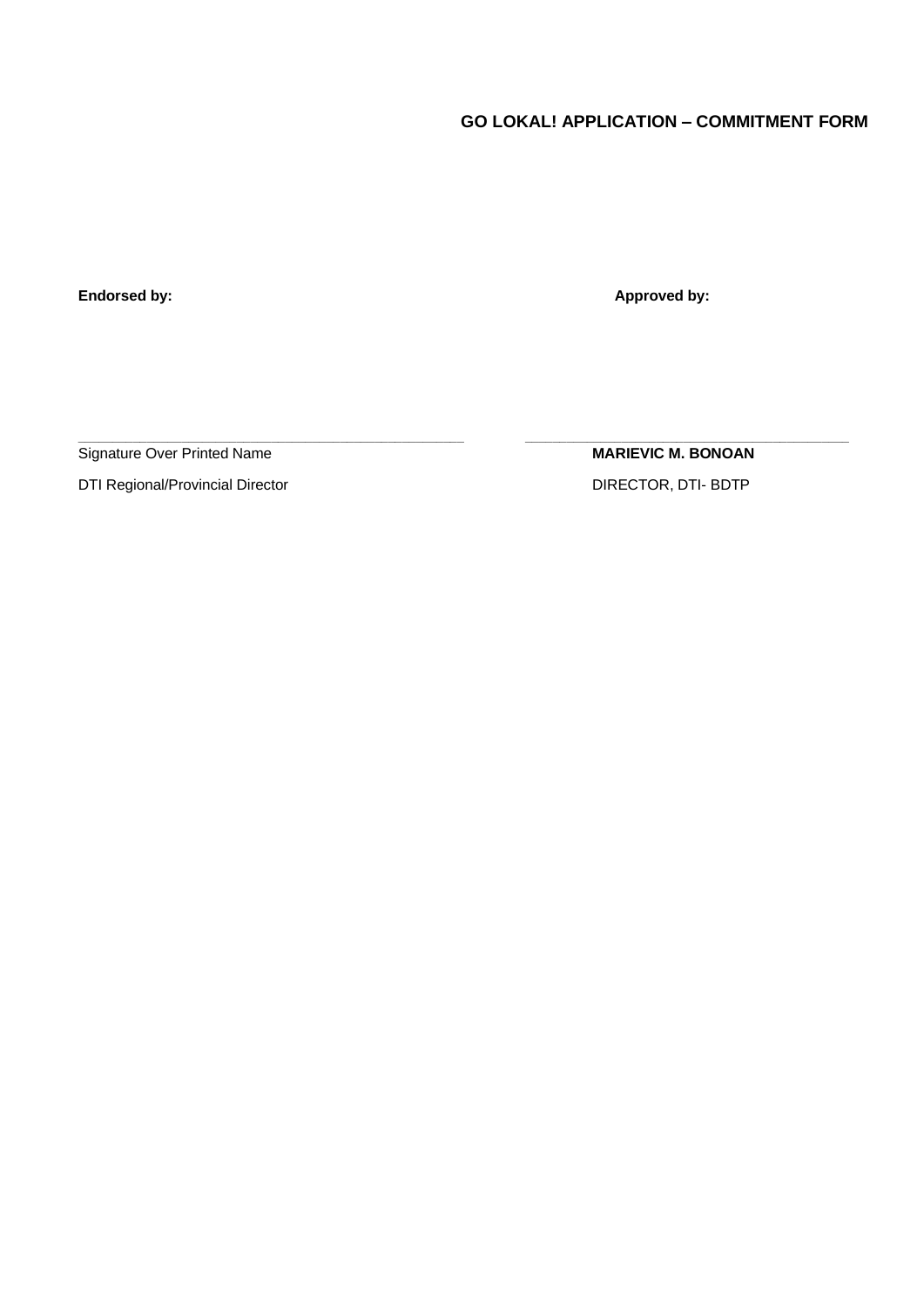**Endorsed by:**

\_\_\_\_\_\_\_\_\_\_\_\_\_\_\_\_\_\_\_\_\_\_\_\_\_\_\_\_\_\_\_\_\_\_\_\_\_\_\_\_

Signature Over Printed Name

DTI Regional/Provincial Director

**Approved by:**

\_\_\_\_\_\_\_\_\_\_\_\_\_\_\_\_\_\_\_\_\_\_\_\_\_\_\_\_\_\_\_\_\_\_\_\_\_\_\_\_

**MARIEVIC M. BONOAN**

DIRECTOR, DTI- BDTP